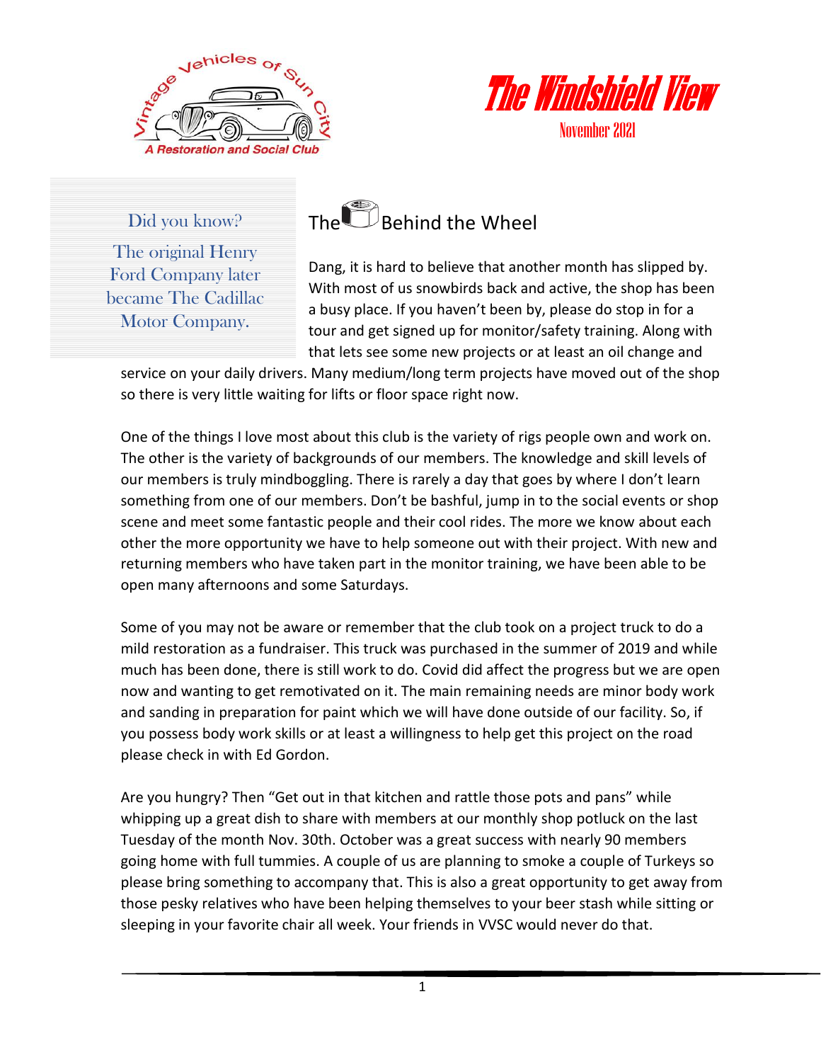Vintage Vehicles of Sun City

A Restoration and Social Club

# The Windshield View

November 2021

> **Did you know?**
>
> The original Henry Ford Company later became The Cadillac Motor Company.

## The Nut Behind the Wheel

Dang, it is hard to believe that another month has slipped by. With most of us snowbirds back and active, the shop has been a busy place. If you haven't been by, please do stop in for a tour and get signed up for monitor/safety training. Along with that lets see some new projects or at least an oil change and service on your daily drivers. Many medium/long term projects have moved out of the shop so there is very little waiting for lifts or floor space right now.

One of the things I love most about this club is the variety of rigs people own and work on. The other is the variety of backgrounds of our members. The knowledge and skill levels of our members is truly mindboggling. There is rarely a day that goes by where I don't learn something from one of our members. Don't be bashful, jump in to the social events or shop scene and meet some fantastic people and their cool rides. The more we know about each other the more opportunity we have to help someone out with their project. With new and returning members who have taken part in the monitor training, we have been able to be open many afternoons and some Saturdays.

Some of you may not be aware or remember that the club took on a project truck to do a mild restoration as a fundraiser. This truck was purchased in the summer of 2019 and while much has been done, there is still work to do. Covid did affect the progress but we are open now and wanting to get remotivated on it. The main remaining needs are minor body work and sanding in preparation for paint which we will have done outside of our facility. So, if you possess body work skills or at least a willingness to help get this project on the road please check in with Ed Gordon.

Are you hungry? Then "Get out in that kitchen and rattle those pots and pans" while whipping up a great dish to share with members at our monthly shop potluck on the last Tuesday of the month Nov. 30th. October was a great success with nearly 90 members going home with full tummies. A couple of us are planning to smoke a couple of Turkeys so please bring something to accompany that. This is also a great opportunity to get away from those pesky relatives who have been helping themselves to your beer stash while sitting or sleeping in your favorite chair all week. Your friends in VVSC would never do that.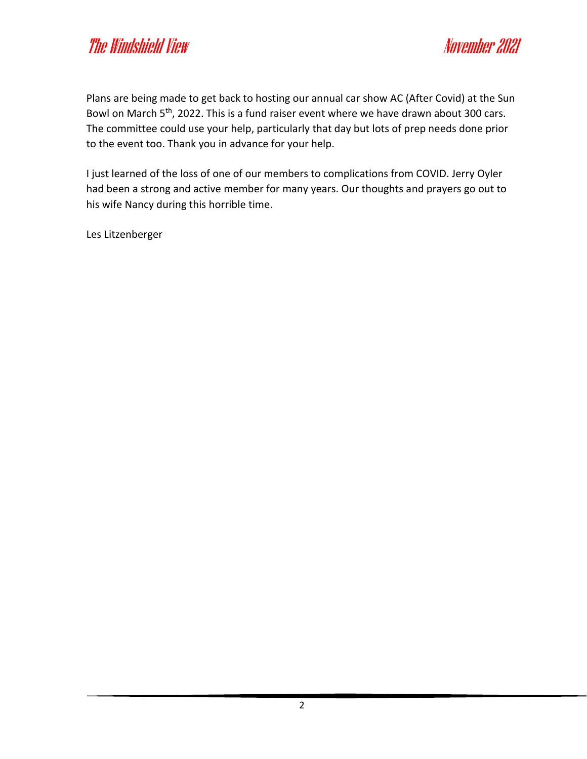Plans are being made to get back to hosting our annual car show AC (After Covid) at the Sun Bowl on March 5th, 2022. This is a fund raiser event where we have drawn about 300 cars. The committee could use your help, particularly that day but lots of prep needs done prior to the event too. Thank you in advance for your help.

I just learned of the loss of one of our members to complications from COVID. Jerry Oyler had been a strong and active member for many years. Our thoughts and prayers go out to his wife Nancy during this horrible time.

Les Litzenberger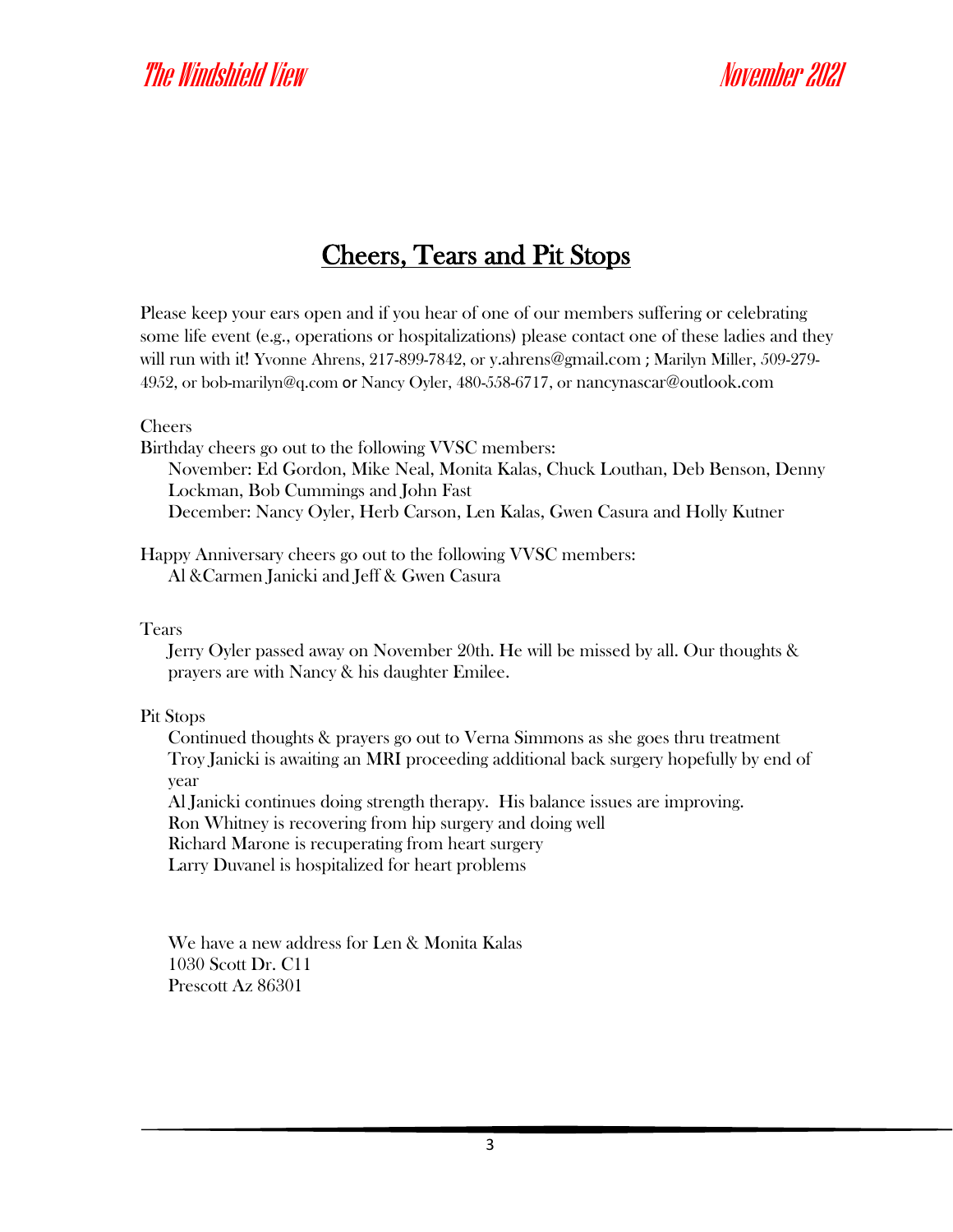# Cheers, Tears and Pit Stops

Please keep your ears open and if you hear of one of our members suffering or celebrating some life event (e.g., operations or hospitalizations) please contact one of these ladies and they will run with it! Yvonne Ahrens, 217-899-7842, or y.ahrens@gmail.com ; Marilyn Miller, 509-279-4952, or bob-marilyn@q.com or Nancy Oyler, 480-558-6717, or nancynascar@outlook.com

Cheers

Birthday cheers go out to the following VVSC members:

November: Ed Gordon, Mike Neal, Monita Kalas, Chuck Louthan, Deb Benson, Denny Lockman, Bob Cummings and John Fast

December: Nancy Oyler, Herb Carson, Len Kalas, Gwen Casura and Holly Kutner

Happy Anniversary cheers go out to the following VVSC members:

Al &Carmen Janicki and Jeff & Gwen Casura

Tears

Jerry Oyler passed away on November 20th. He will be missed by all. Our thoughts & prayers are with Nancy & his daughter Emilee.

Pit Stops

Continued thoughts & prayers go out to Verna Simmons as she goes thru treatment

Troy Janicki is awaiting an MRI proceeding additional back surgery hopefully by end of year

Al Janicki continues doing strength therapy. His balance issues are improving.

Ron Whitney is recovering from hip surgery and doing well

Richard Marone is recuperating from heart surgery

Larry Duvanel is hospitalized for heart problems

We have a new address for Len & Monita Kalas
1030 Scott Dr. C11
Prescott Az 86301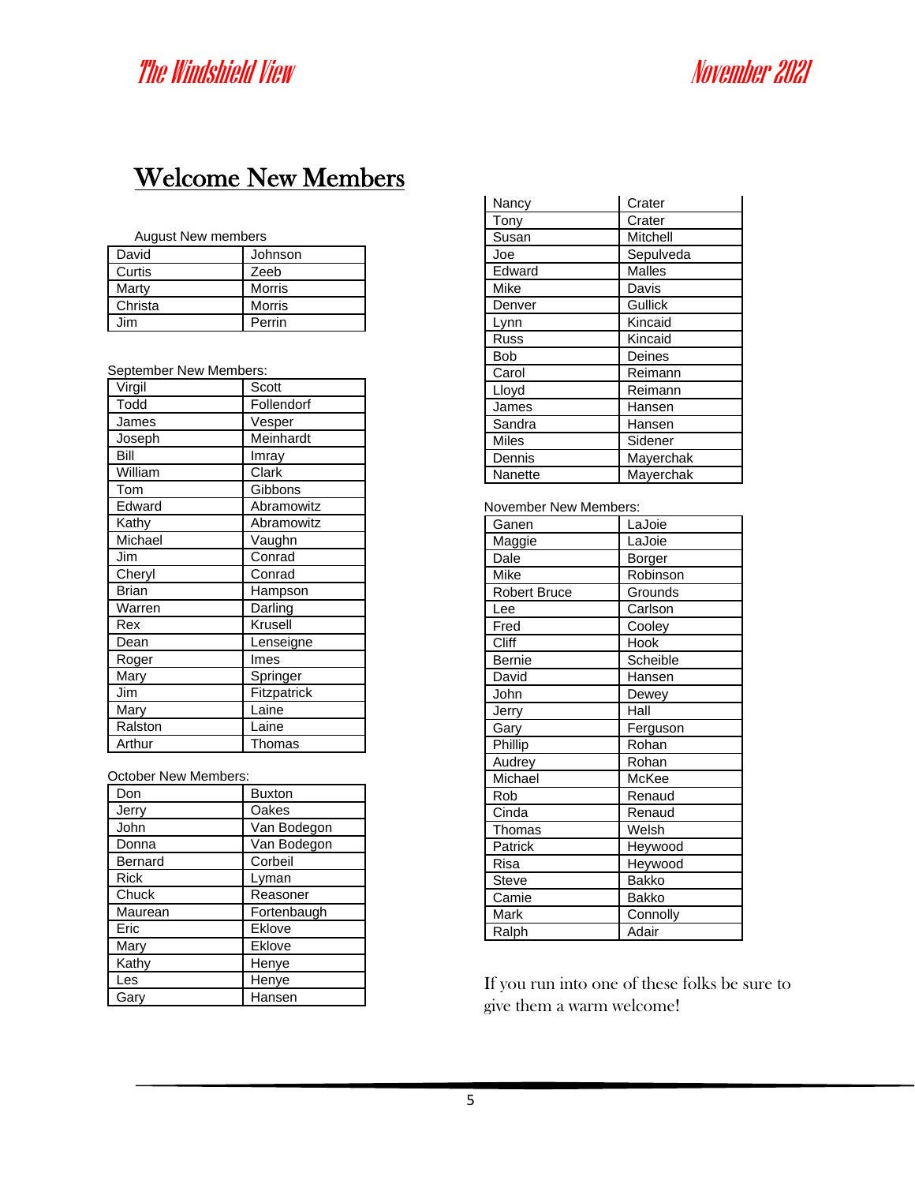# Welcome New Members

August New members

| | |
|---|---|
| David | Johnson |
| Curtis | Zeeb |
| Marty | Morris |
| Christa | Morris |
| Jim | Perrin |

September New Members:

| | |
|---|---|
| Virgil | Scott |
| Todd | Follendorf |
| James | Vesper |
| Joseph | Meinhardt |
| Bill | Imray |
| William | Clark |
| Tom | Gibbons |
| Edward | Abramowitz |
| Kathy | Abramowitz |
| Michael | Vaughn |
| Jim | Conrad |
| Cheryl | Conrad |
| Brian | Hampson |
| Warren | Darling |
| Rex | Krusell |
| Dean | Lenseigne |
| Roger | Imes |
| Mary | Springer |
| Jim | Fitzpatrick |
| Mary | Laine |
| Ralston | Laine |
| Arthur | Thomas |

October New Members:

| | |
|---|---|
| Don | Buxton |
| Jerry | Oakes |
| John | Van Bodegon |
| Donna | Van Bodegon |
| Bernard | Corbeil |
| Rick | Lyman |
| Chuck | Reasoner |
| Maurean | Fortenbaugh |
| Eric | Eklove |
| Mary | Eklove |
| Kathy | Henye |
| Les | Henye |
| Gary | Hansen |
| Nancy | Crater |
| Tony | Crater |
| Susan | Mitchell |
| Joe | Sepulveda |
| Edward | Malles |
| Mike | Davis |
| Denver | Gullick |
| Lynn | Kincaid |
| Russ | Kincaid |
| Bob | Deines |
| Carol | Reimann |
| Lloyd | Reimann |
| James | Hansen |
| Sandra | Hansen |
| Miles | Sidener |
| Dennis | Mayerchak |
| Nanette | Mayerchak |

November New Members:

| | |
|---|---|
| Ganen | LaJoie |
| Maggie | LaJoie |
| Dale | Borger |
| Mike | Robinson |
| Robert Bruce | Grounds |
| Lee | Carlson |
| Fred | Cooley |
| Cliff | Hook |
| Bernie | Scheible |
| David | Hansen |
| John | Dewey |
| Jerry | Hall |
| Gary | Ferguson |
| Phillip | Rohan |
| Audrey | Rohan |
| Michael | McKee |
| Rob | Renaud |
| Cinda | Renaud |
| Thomas | Welsh |
| Patrick | Heywood |
| Risa | Heywood |
| Steve | Bakko |
| Camie | Bakko |
| Mark | Connolly |
| Ralph | Adair |

If you run into one of these folks be sure to give them a warm welcome!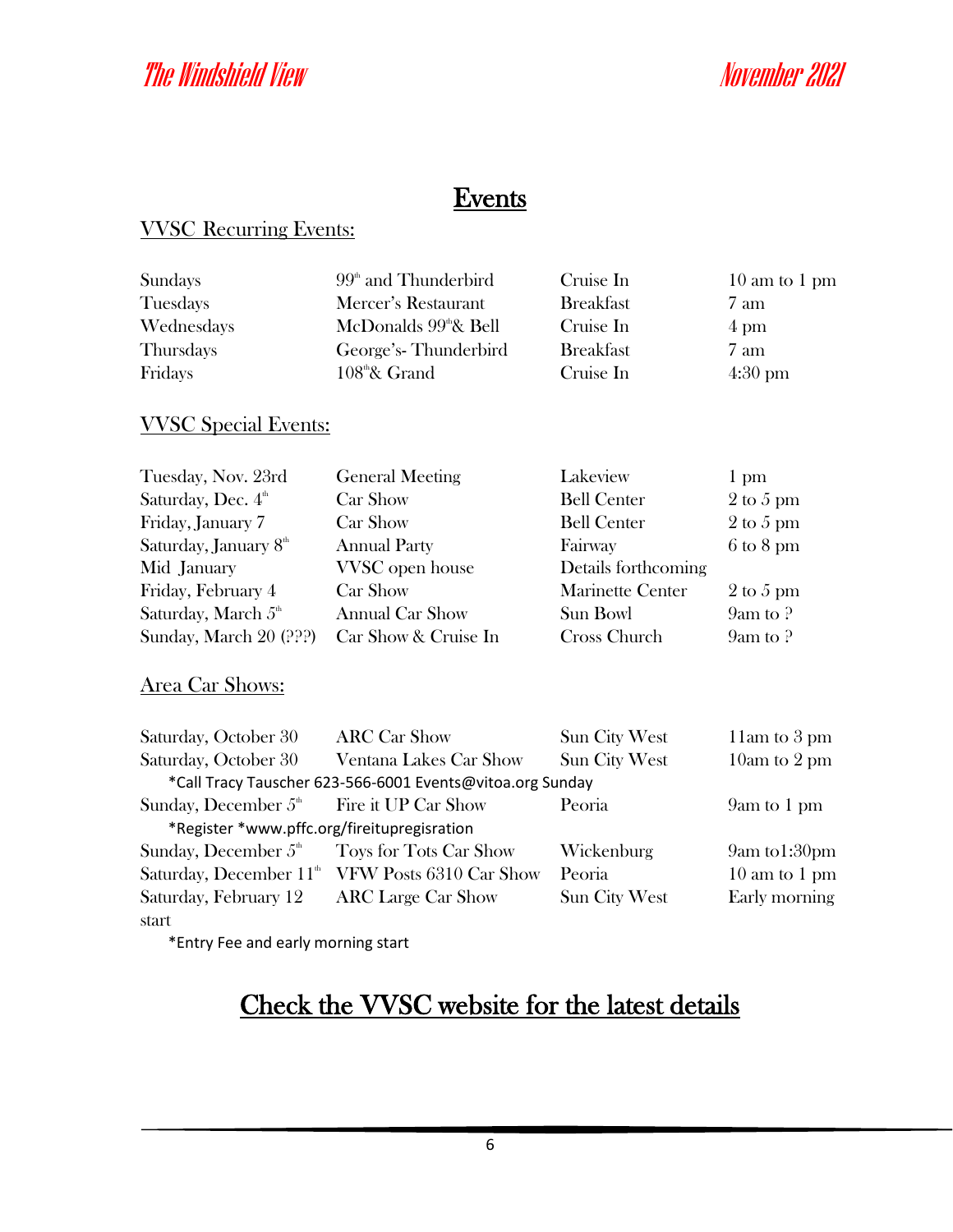# Events

## VVSC Recurring Events:

| | | | |
|---|---|---|---|
| Sundays | 99th and Thunderbird | Cruise In | 10 am to 1 pm |
| Tuesdays | Mercer's Restaurant | Breakfast | 7 am |
| Wednesdays | McDonalds 99th & Bell | Cruise In | 4 pm |
| Thursdays | George's- Thunderbird | Breakfast | 7 am |
| Fridays | 108th & Grand | Cruise In | 4:30 pm |

## VVSC Special Events:

| | | | |
|---|---|---|---|
| Tuesday, Nov. 23rd | General Meeting | Lakeview | 1 pm |
| Saturday, Dec. 4th | Car Show | Bell Center | 2 to 5 pm |
| Friday, January 7 | Car Show | Bell Center | 2 to 5 pm |
| Saturday, January 8th | Annual Party | Fairway | 6 to 8 pm |
| Mid January | VVSC open house | Details forthcoming | |
| Friday, February 4 | Car Show | Marinette Center | 2 to 5 pm |
| Saturday, March 5th | Annual Car Show | Sun Bowl | 9am to ? |
| Sunday, March 20 (???) | Car Show & Cruise In | Cross Church | 9am to ? |

## Area Car Shows:

| | | | |
|---|---|---|---|
| Saturday, October 30 | ARC Car Show | Sun City West | 11am to 3 pm |
| Saturday, October 30 | Ventana Lakes Car Show | Sun City West | 10am to 2 pm |
| *Call Tracy Tauscher 623-566-6001 Events@vitoa.org Sunday | | | |
| Sunday, December 5th | Fire it UP Car Show | Peoria | 9am to 1 pm |
| *Register *www.pffc.org/fireitupregisration | | | |
| Sunday, December 5th | Toys for Tots Car Show | Wickenburg | 9am to1:30pm |
| Saturday, December 11th | VFW Posts 6310 Car Show | Peoria | 10 am to 1 pm |
| Saturday, February 12 | ARC Large Car Show | Sun City West | Early morning start |

*Entry Fee and early morning start

# Check the VVSC website for the latest details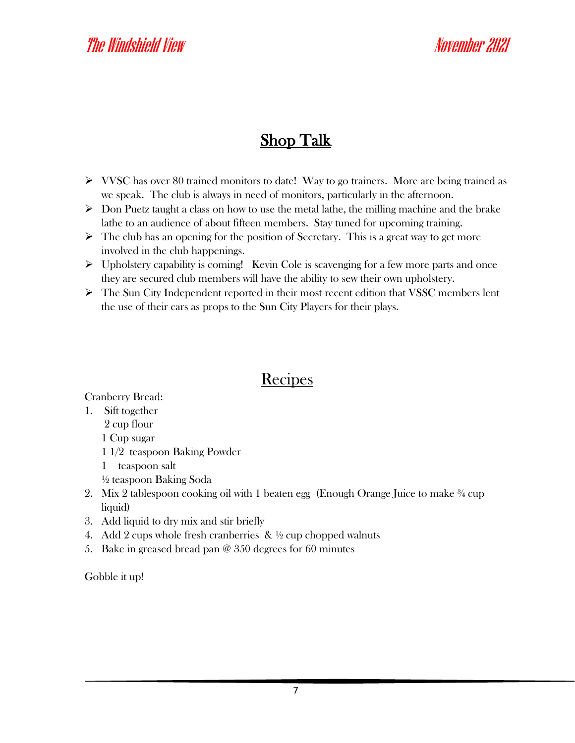## Shop Talk

- VVSC has over 80 trained monitors to date! Way to go trainers. More are being trained as we speak. The club is always in need of monitors, particularly in the afternoon.
- Don Puetz taught a class on how to use the metal lathe, the milling machine and the brake lathe to an audience of about fifteen members. Stay tuned for upcoming training.
- The club has an opening for the position of Secretary. This is a great way to get more involved in the club happenings.
- Upholstery capability is coming! Kevin Cole is scavenging for a few more parts and once they are secured club members will have the ability to sew their own upholstery.
- The Sun City Independent reported in their most recent edition that VSSC members lent the use of their cars as props to the Sun City Players for their plays.

## Recipes

Cranberry Bread:

1. Sift together
   2 cup flour
   1 Cup sugar
   1 1/2 teaspoon Baking Powder
   1 teaspoon salt
   ½ teaspoon Baking Soda
2. Mix 2 tablespoon cooking oil with 1 beaten egg (Enough Orange Juice to make ¾ cup liquid)
3. Add liquid to dry mix and stir briefly
4. Add 2 cups whole fresh cranberries & ½ cup chopped walnuts
5. Bake in greased bread pan @ 350 degrees for 60 minutes

Gobble it up!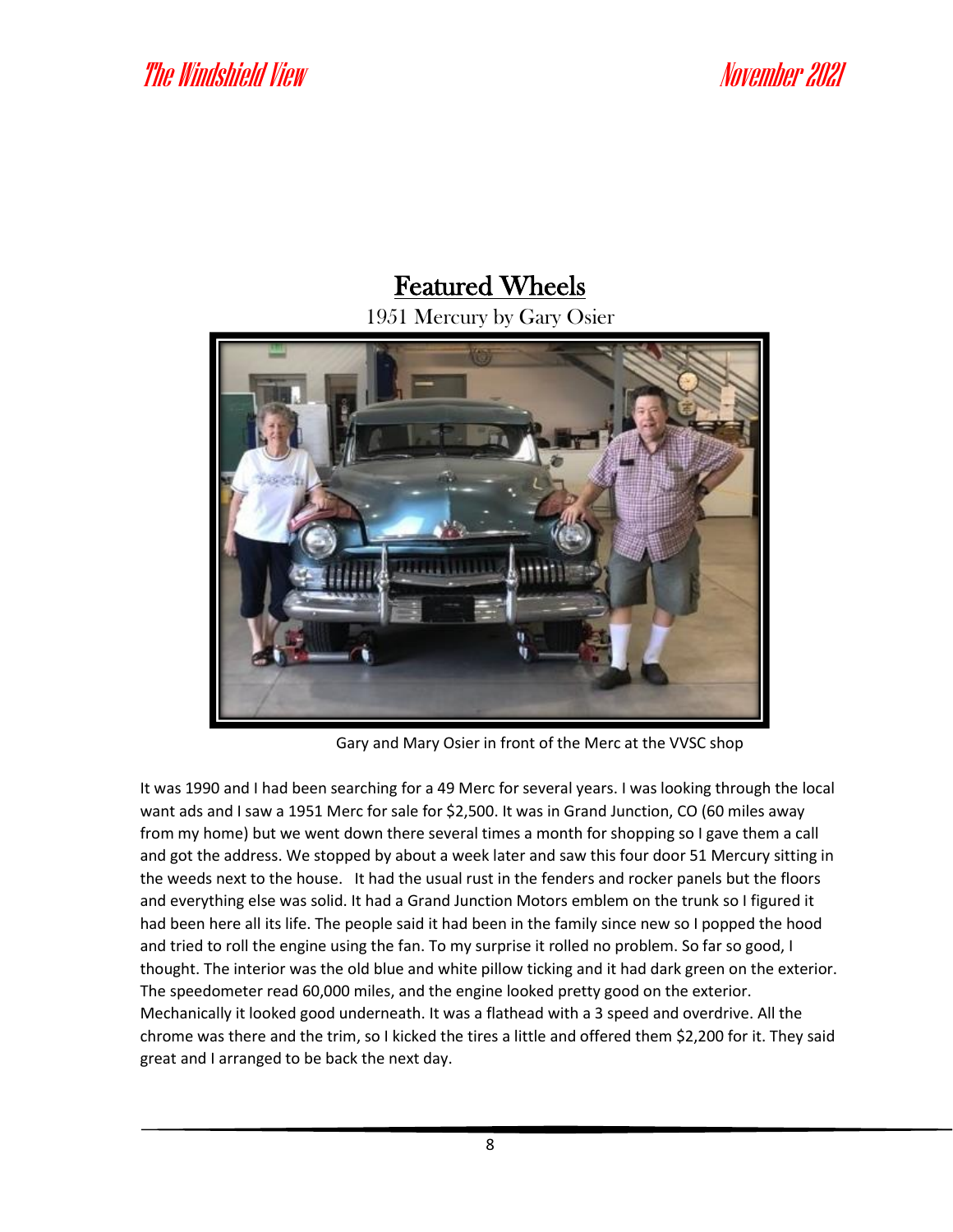# Featured Wheels

1951 Mercury by Gary Osier

Gary and Mary Osier in front of the Merc at the VVSC shop

It was 1990 and I had been searching for a 49 Merc for several years. I was looking through the local want ads and I saw a 1951 Merc for sale for $2,500. It was in Grand Junction, CO (60 miles away from my home) but we went down there several times a month for shopping so I gave them a call and got the address. We stopped by about a week later and saw this four door 51 Mercury sitting in the weeds next to the house. It had the usual rust in the fenders and rocker panels but the floors and everything else was solid. It had a Grand Junction Motors emblem on the trunk so I figured it had been here all its life. The people said it had been in the family since new so I popped the hood and tried to roll the engine using the fan. To my surprise it rolled no problem. So far so good, I thought. The interior was the old blue and white pillow ticking and it had dark green on the exterior. The speedometer read 60,000 miles, and the engine looked pretty good on the exterior. Mechanically it looked good underneath. It was a flathead with a 3 speed and overdrive. All the chrome was there and the trim, so I kicked the tires a little and offered them $2,200 for it. They said great and I arranged to be back the next day.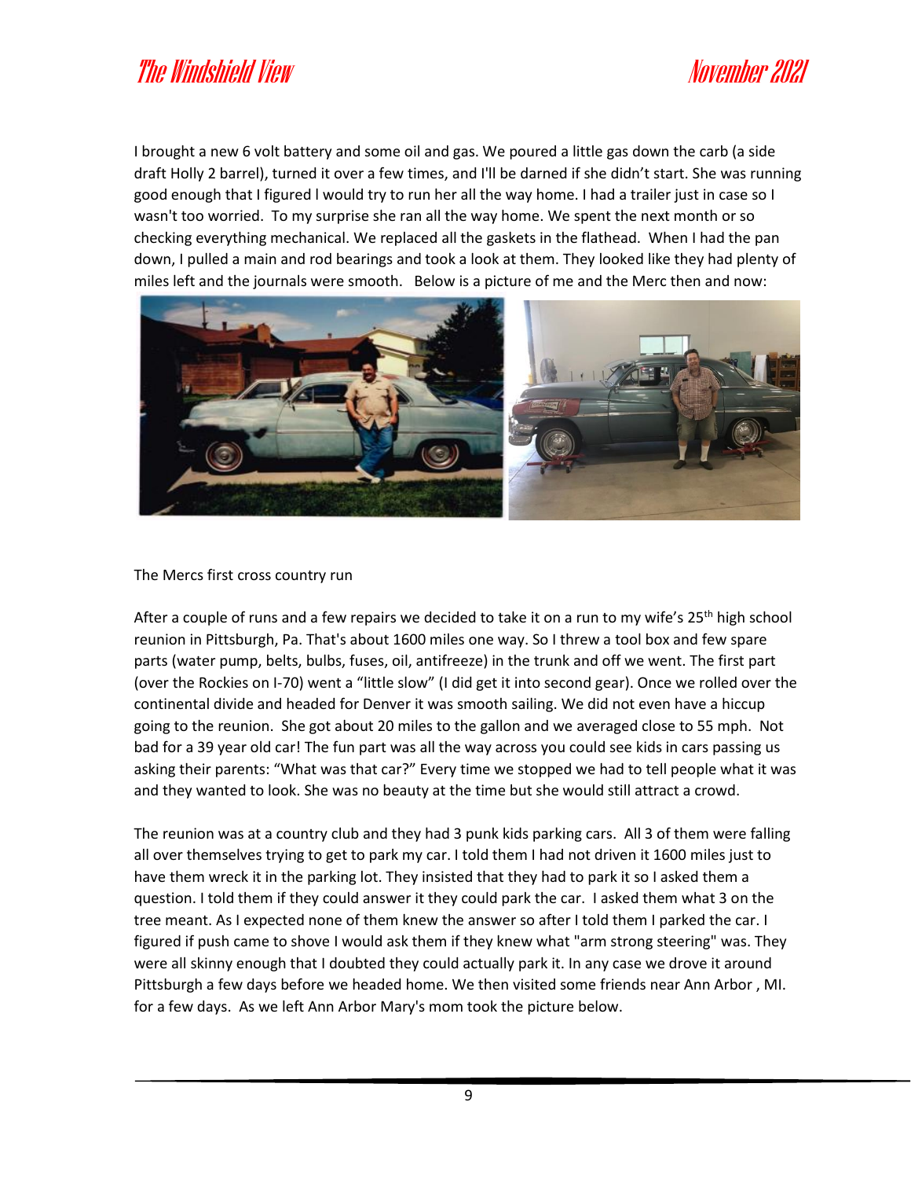I brought a new 6 volt battery and some oil and gas. We poured a little gas down the carb (a side draft Holly 2 barrel), turned it over a few times, and I'll be darned if she didn't start. She was running good enough that I figured I would try to run her all the way home. I had a trailer just in case so I wasn't too worried. To my surprise she ran all the way home. We spent the next month or so checking everything mechanical. We replaced all the gaskets in the flathead. When I had the pan down, I pulled a main and rod bearings and took a look at them. They looked like they had plenty of miles left and the journals were smooth. Below is a picture of me and the Merc then and now:

The Mercs first cross country run

After a couple of runs and a few repairs we decided to take it on a run to my wife's 25th high school reunion in Pittsburgh, Pa. That's about 1600 miles one way. So I threw a tool box and few spare parts (water pump, belts, bulbs, fuses, oil, antifreeze) in the trunk and off we went. The first part (over the Rockies on I-70) went a "little slow" (I did get it into second gear). Once we rolled over the continental divide and headed for Denver it was smooth sailing. We did not even have a hiccup going to the reunion. She got about 20 miles to the gallon and we averaged close to 55 mph. Not bad for a 39 year old car! The fun part was all the way across you could see kids in cars passing us asking their parents: "What was that car?" Every time we stopped we had to tell people what it was and they wanted to look. She was no beauty at the time but she would still attract a crowd.

The reunion was at a country club and they had 3 punk kids parking cars. All 3 of them were falling all over themselves trying to get to park my car. I told them I had not driven it 1600 miles just to have them wreck it in the parking lot. They insisted that they had to park it so I asked them a question. I told them if they could answer it they could park the car. I asked them what 3 on the tree meant. As I expected none of them knew the answer so after I told them I parked the car. I figured if push came to shove I would ask them if they knew what "arm strong steering" was. They were all skinny enough that I doubted they could actually park it. In any case we drove it around Pittsburgh a few days before we headed home. We then visited some friends near Ann Arbor , MI. for a few days. As we left Ann Arbor Mary's mom took the picture below.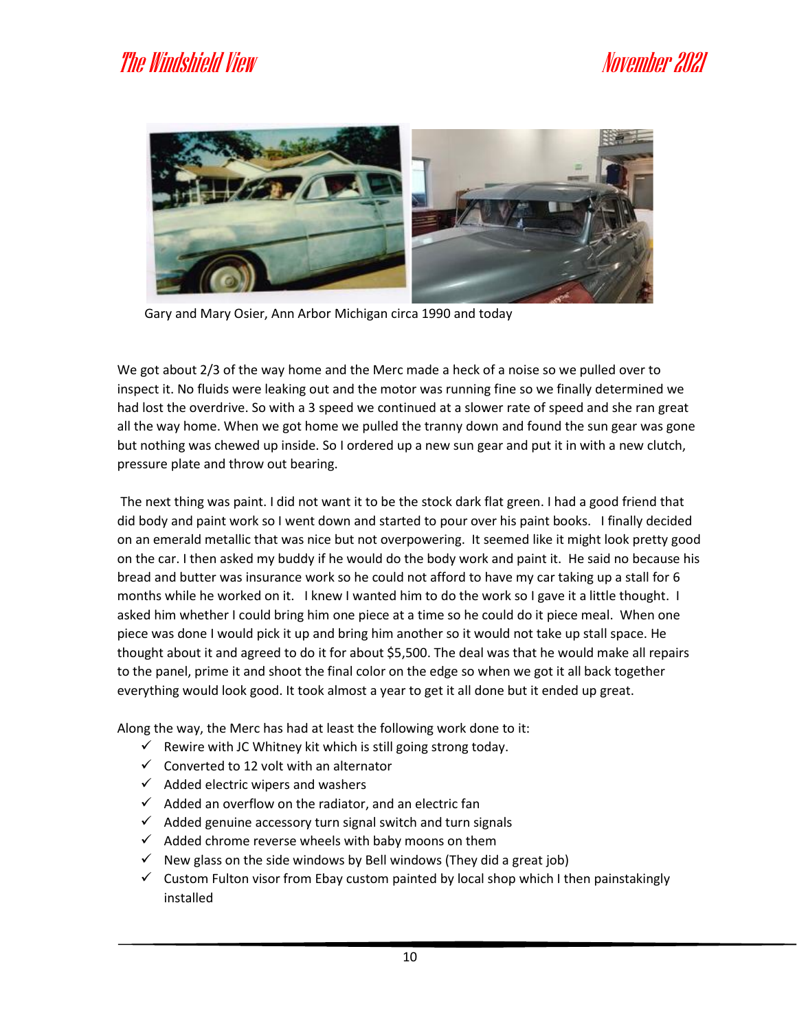Gary and Mary Osier, Ann Arbor Michigan circa 1990 and today

We got about 2/3 of the way home and the Merc made a heck of a noise so we pulled over to inspect it. No fluids were leaking out and the motor was running fine so we finally determined we had lost the overdrive. So with a 3 speed we continued at a slower rate of speed and she ran great all the way home. When we got home we pulled the tranny down and found the sun gear was gone but nothing was chewed up inside. So I ordered up a new sun gear and put it in with a new clutch, pressure plate and throw out bearing.

The next thing was paint. I did not want it to be the stock dark flat green. I had a good friend that did body and paint work so I went down and started to pour over his paint books. I finally decided on an emerald metallic that was nice but not overpowering. It seemed like it might look pretty good on the car. I then asked my buddy if he would do the body work and paint it. He said no because his bread and butter was insurance work so he could not afford to have my car taking up a stall for 6 months while he worked on it. I knew I wanted him to do the work so I gave it a little thought. I asked him whether I could bring him one piece at a time so he could do it piece meal. When one piece was done I would pick it up and bring him another so it would not take up stall space. He thought about it and agreed to do it for about $5,500. The deal was that he would make all repairs to the panel, prime it and shoot the final color on the edge so when we got it all back together everything would look good. It took almost a year to get it all done but it ended up great.

Along the way, the Merc has had at least the following work done to it:

- ✓ Rewire with JC Whitney kit which is still going strong today.
- ✓ Converted to 12 volt with an alternator
- ✓ Added electric wipers and washers
- ✓ Added an overflow on the radiator, and an electric fan
- ✓ Added genuine accessory turn signal switch and turn signals
- ✓ Added chrome reverse wheels with baby moons on them
- ✓ New glass on the side windows by Bell windows (They did a great job)
- ✓ Custom Fulton visor from Ebay custom painted by local shop which I then painstakingly installed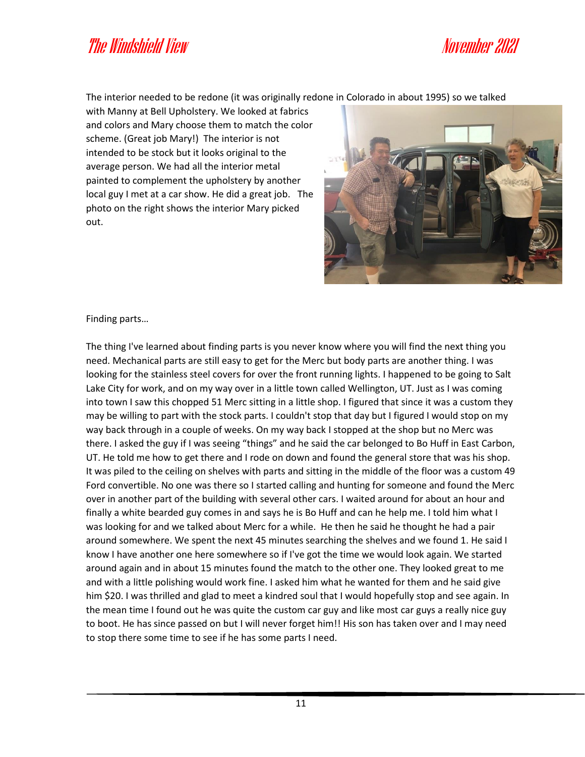The interior needed to be redone (it was originally redone in Colorado in about 1995) so we talked with Manny at Bell Upholstery. We looked at fabrics and colors and Mary choose them to match the color scheme. (Great job Mary!) The interior is not intended to be stock but it looks original to the average person. We had all the interior metal painted to complement the upholstery by another local guy I met at a car show. He did a great job. The photo on the right shows the interior Mary picked out.

Finding parts…

The thing I've learned about finding parts is you never know where you will find the next thing you need. Mechanical parts are still easy to get for the Merc but body parts are another thing. I was looking for the stainless steel covers for over the front running lights. I happened to be going to Salt Lake City for work, and on my way over in a little town called Wellington, UT. Just as I was coming into town I saw this chopped 51 Merc sitting in a little shop. I figured that since it was a custom they may be willing to part with the stock parts. I couldn't stop that day but I figured I would stop on my way back through in a couple of weeks. On my way back I stopped at the shop but no Merc was there. I asked the guy if I was seeing "things" and he said the car belonged to Bo Huff in East Carbon, UT. He told me how to get there and I rode on down and found the general store that was his shop. It was piled to the ceiling on shelves with parts and sitting in the middle of the floor was a custom 49 Ford convertible. No one was there so I started calling and hunting for someone and found the Merc over in another part of the building with several other cars. I waited around for about an hour and finally a white bearded guy comes in and says he is Bo Huff and can he help me. I told him what I was looking for and we talked about Merc for a while. He then said he thought he had a pair around somewhere. We spent the next 45 minutes searching the shelves and we found 1. He said I know I have another one here somewhere so if I've got the time we would look again. We started around again and in about 15 minutes found the match to the other one. They looked great to me and with a little polishing would work fine. I asked him what he wanted for them and he said give him $20. I was thrilled and glad to meet a kindred soul that I would hopefully stop and see again. In the mean time I found out he was quite the custom car guy and like most car guys a really nice guy to boot. He has since passed on but I will never forget him!! His son has taken over and I may need to stop there some time to see if he has some parts I need.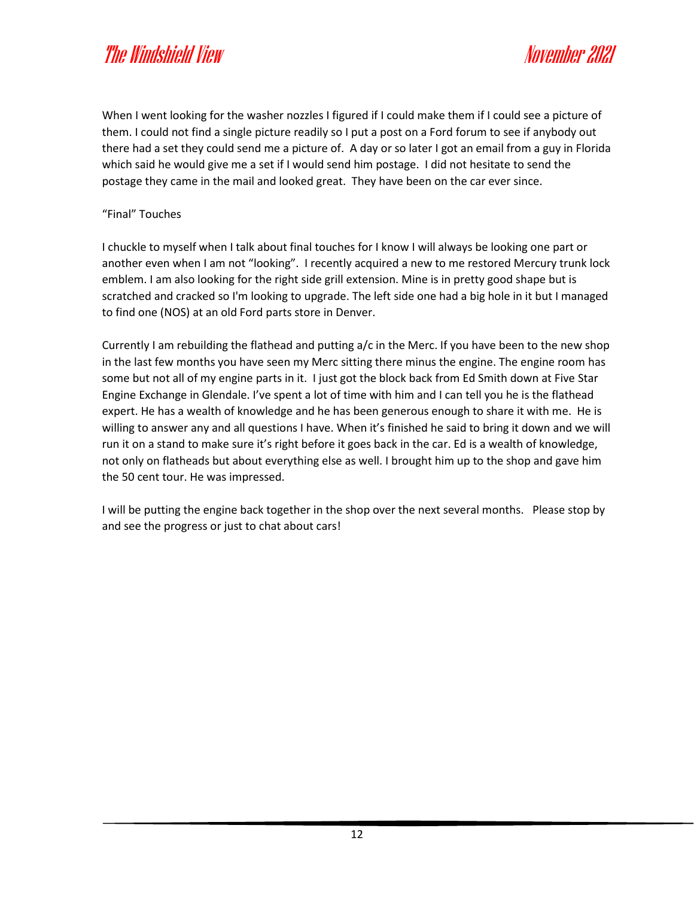When I went looking for the washer nozzles I figured if I could make them if I could see a picture of them. I could not find a single picture readily so I put a post on a Ford forum to see if anybody out there had a set they could send me a picture of. A day or so later I got an email from a guy in Florida which said he would give me a set if I would send him postage. I did not hesitate to send the postage they came in the mail and looked great. They have been on the car ever since.

“Final” Touches

I chuckle to myself when I talk about final touches for I know I will always be looking one part or another even when I am not “looking”. I recently acquired a new to me restored Mercury trunk lock emblem. I am also looking for the right side grill extension. Mine is in pretty good shape but is scratched and cracked so I'm looking to upgrade. The left side one had a big hole in it but I managed to find one (NOS) at an old Ford parts store in Denver.

Currently I am rebuilding the flathead and putting a/c in the Merc. If you have been to the new shop in the last few months you have seen my Merc sitting there minus the engine. The engine room has some but not all of my engine parts in it. I just got the block back from Ed Smith down at Five Star Engine Exchange in Glendale. I’ve spent a lot of time with him and I can tell you he is the flathead expert. He has a wealth of knowledge and he has been generous enough to share it with me. He is willing to answer any and all questions I have. When it’s finished he said to bring it down and we will run it on a stand to make sure it’s right before it goes back in the car. Ed is a wealth of knowledge, not only on flatheads but about everything else as well. I brought him up to the shop and gave him the 50 cent tour. He was impressed.

I will be putting the engine back together in the shop over the next several months. Please stop by and see the progress or just to chat about cars!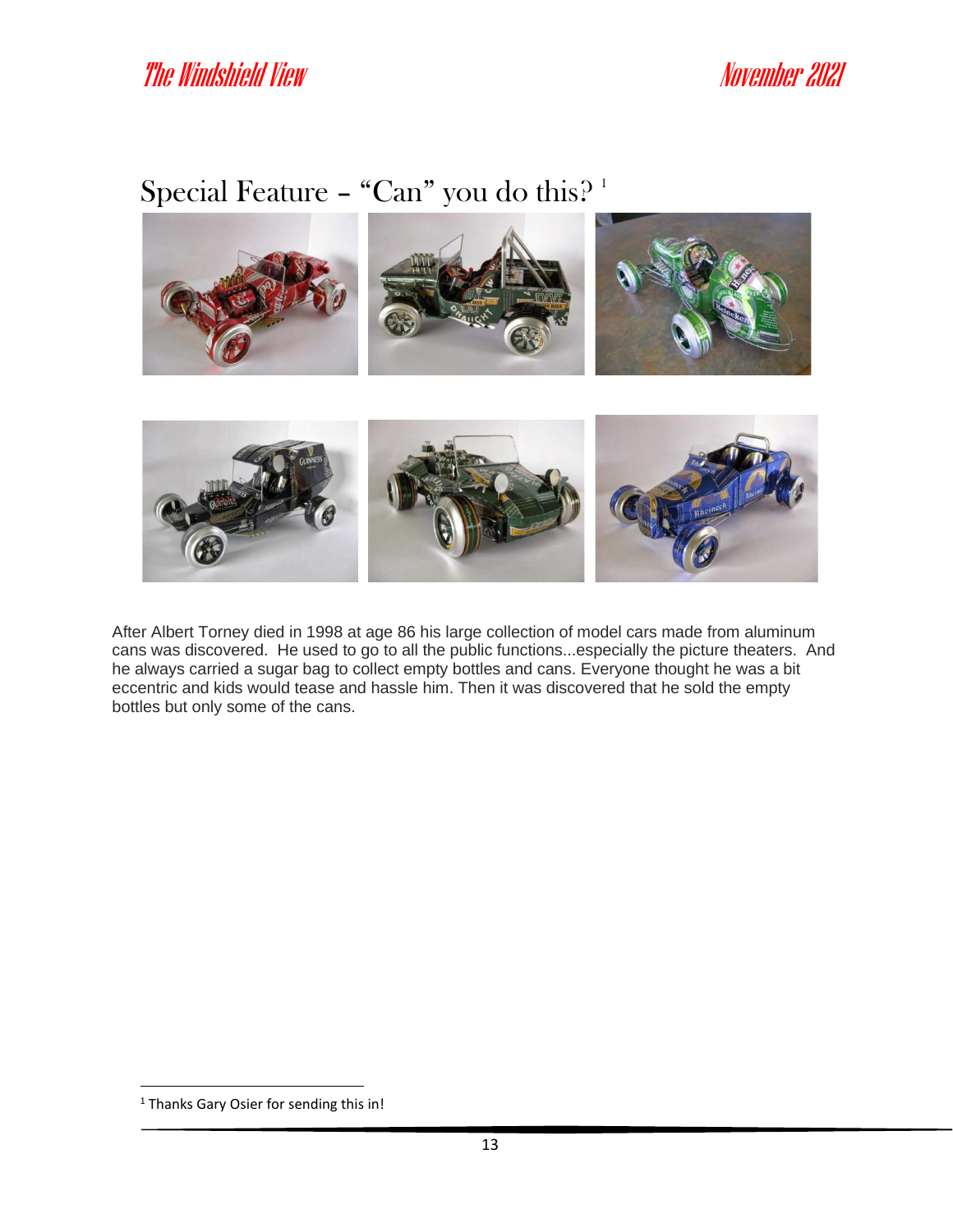## Special Feature – "Can" you do this? [1]

After Albert Torney died in 1998 at age 86 his large collection of model cars made from aluminum cans was discovered. He used to go to all the public functions...especially the picture theaters. And he always carried a sugar bag to collect empty bottles and cans. Everyone thought he was a bit eccentric and kids would tease and hassle him. Then it was discovered that he sold the empty bottles but only some of the cans.

[1] Thanks Gary Osier for sending this in!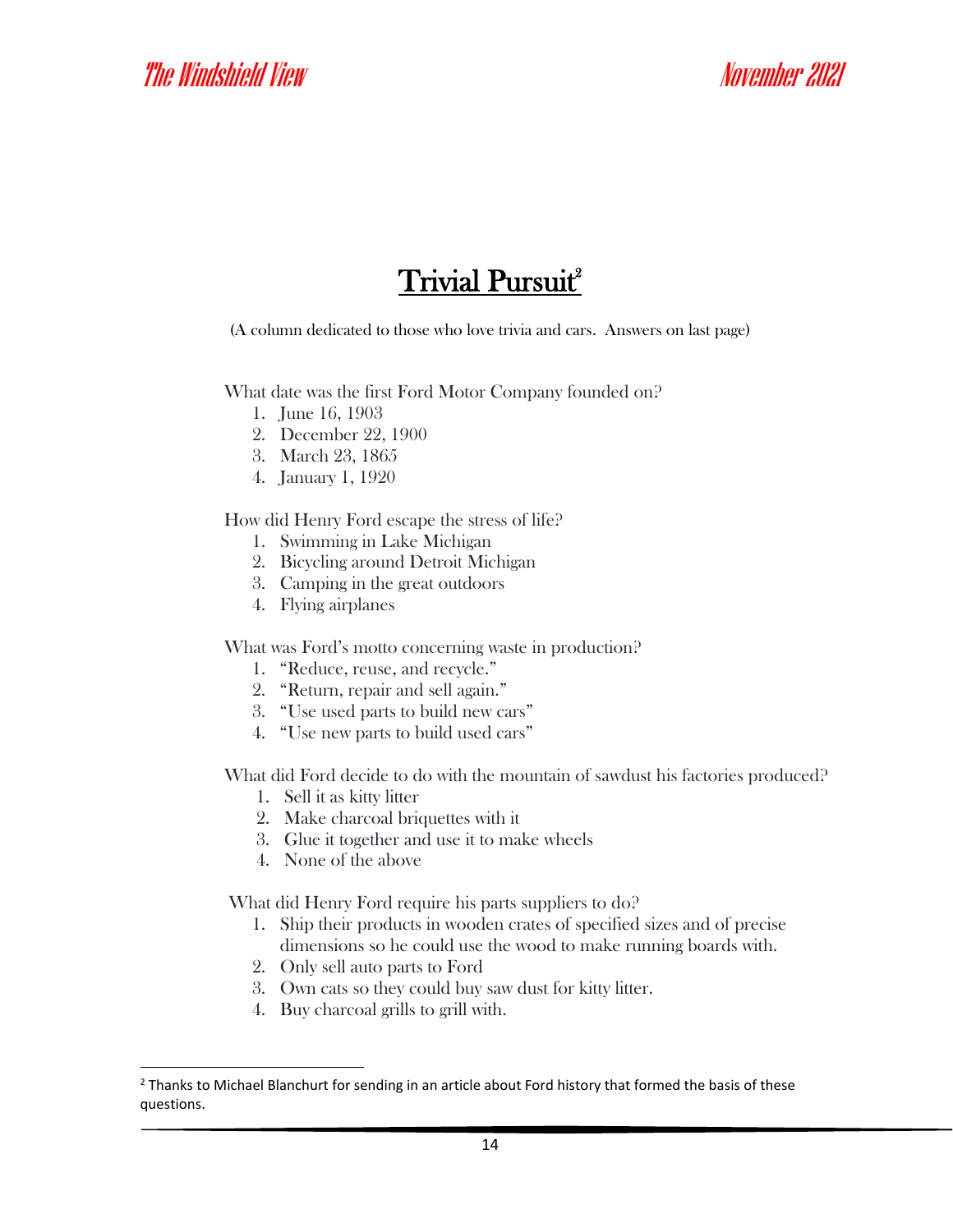# Trivial Pursuit[2]

(A column dedicated to those who love trivia and cars. Answers on last page)

What date was the first Ford Motor Company founded on?

1. June 16, 1903
2. December 22, 1900
3. March 23, 1865
4. January 1, 1920

How did Henry Ford escape the stress of life?

1. Swimming in Lake Michigan
2. Bicycling around Detroit Michigan
3. Camping in the great outdoors
4. Flying airplanes

What was Ford's motto concerning waste in production?

1. "Reduce, reuse, and recycle."
2. "Return, repair and sell again."
3. "Use used parts to build new cars"
4. "Use new parts to build used cars"

What did Ford decide to do with the mountain of sawdust his factories produced?

1. Sell it as kitty litter
2. Make charcoal briquettes with it
3. Glue it together and use it to make wheels
4. None of the above

What did Henry Ford require his parts suppliers to do?

1. Ship their products in wooden crates of specified sizes and of precise dimensions so he could use the wood to make running boards with.
2. Only sell auto parts to Ford
3. Own cats so they could buy saw dust for kitty litter.
4. Buy charcoal grills to grill with.

---

[2] Thanks to Michael Blanchurt for sending in an article about Ford history that formed the basis of these questions.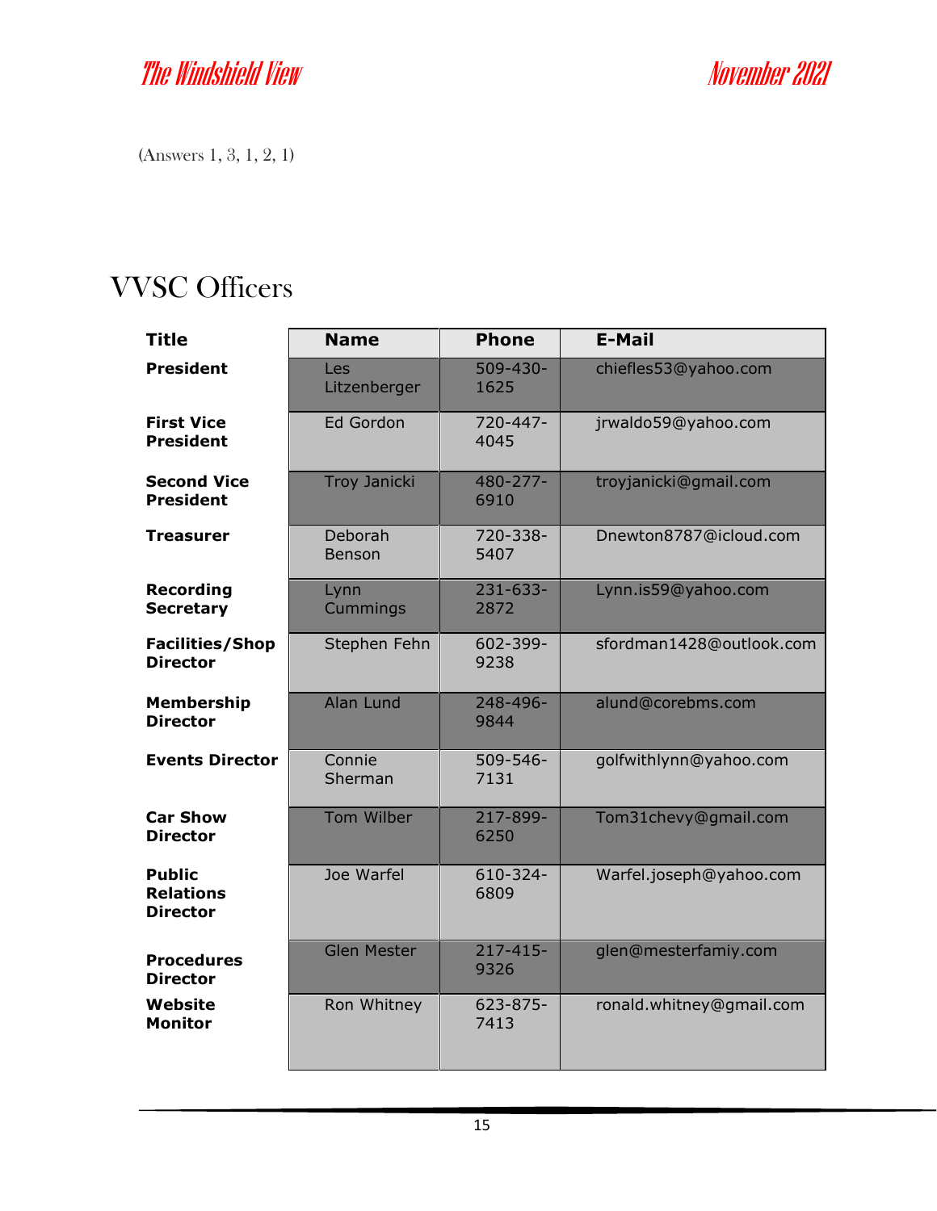(Answers 1, 3, 1, 2, 1)

# VVSC Officers

| Title | Name | Phone | E-Mail |
|---|---|---|---|
| **President** | Les Litzenberger | 509-430-1625 | chiefles53@yahoo.com |
| **First Vice President** | Ed Gordon | 720-447-4045 | jrwaldo59@yahoo.com |
| **Second Vice President** | Troy Janicki | 480-277-6910 | troyjanicki@gmail.com |
| **Treasurer** | Deborah Benson | 720-338-5407 | Dnewton8787@icloud.com |
| **Recording Secretary** | Lynn Cummings | 231-633-2872 | Lynn.is59@yahoo.com |
| **Facilities/Shop Director** | Stephen Fehn | 602-399-9238 | sfordman1428@outlook.com |
| **Membership Director** | Alan Lund | 248-496-9844 | alund@corebms.com |
| **Events Director** | Connie Sherman | 509-546-7131 | golfwithlynn@yahoo.com |
| **Car Show Director** | Tom Wilber | 217-899-6250 | Tom31chevy@gmail.com |
| **Public Relations Director** | Joe Warfel | 610-324-6809 | Warfel.joseph@yahoo.com |
| **Procedures Director** | Glen Mester | 217-415-9326 | glen@mesterfamiy.com |
| **Website Monitor** | Ron Whitney | 623-875-7413 | ronald.whitney@gmail.com |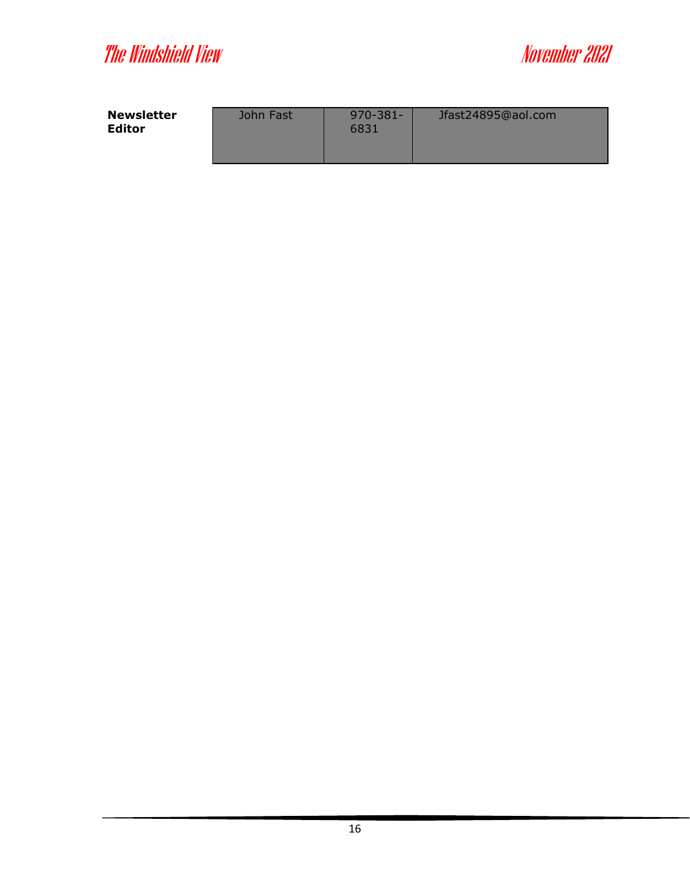| | | | |
|---|---|---|---|
| **Newsletter Editor** | John Fast | 970-381-6831 | Jfast24895@aol.com |